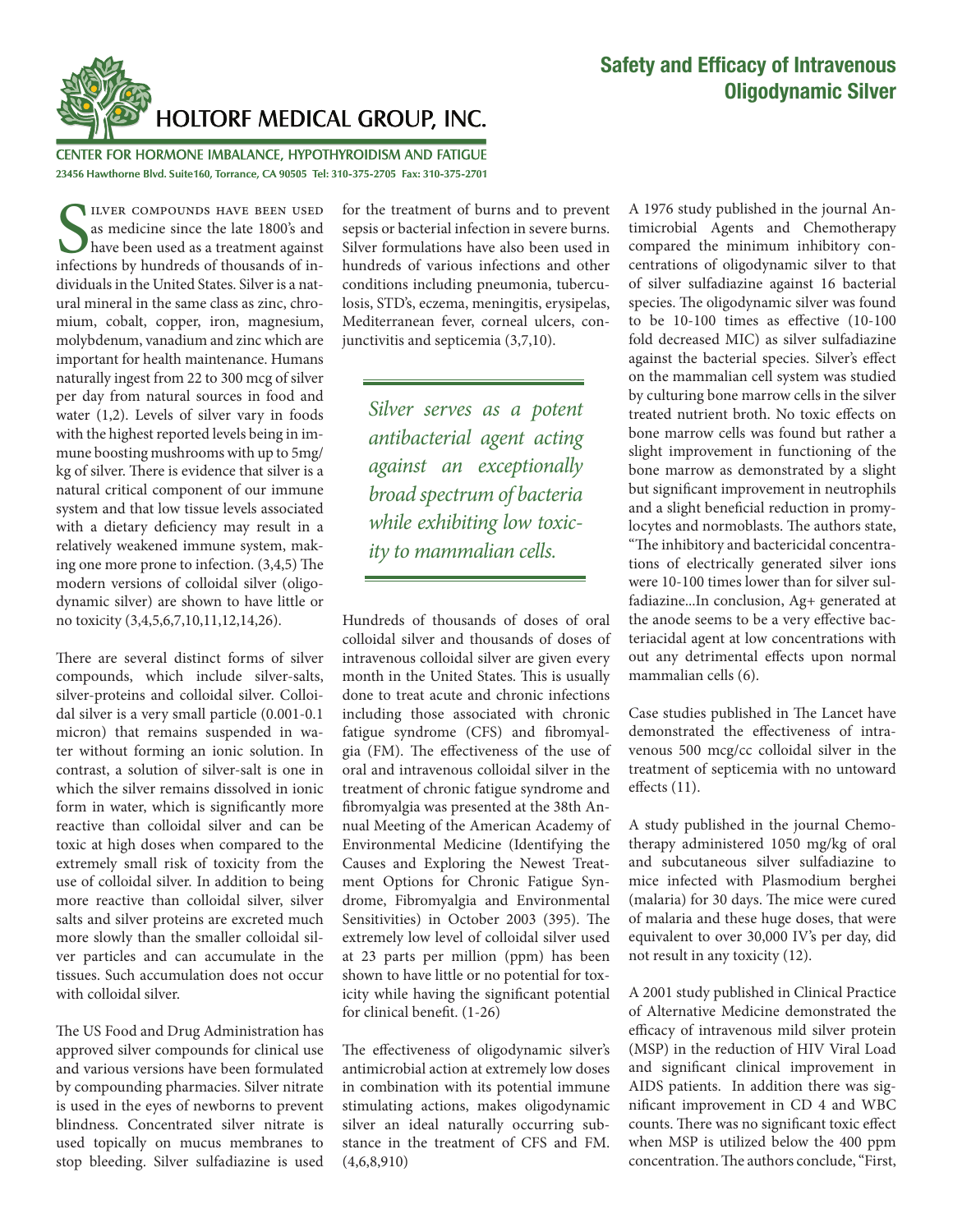# Safety and Efficacy of Intravenous Oligodynamic Silver

HOLTORF MEDICAL GROUP, INC.

CENTER FOR HORMONE IMBALANCE, HYPOTHYROIDISM AND FATIGUE

23456 Hawthorne Blvd. Suite160, Torrance, CA 90505 Tel: 310-375-2705 Fax: 310-375-2701

Silver compounds have been used as medicine since the late 1800's and have been used as a treatment against infections by hundreds of thousands of individuals in the United States. Silver is a natural mineral in the same class as zinc, chromium, cobalt, copper, iron, magnesium, molybdenum, vanadium and zinc which are important for health maintenance. Humans naturally ingest from 22 to 300 mcg of silver per day from natural sources in food and water (1,2). Levels of silver vary in foods with the highest reported levels being in immune boosting mushrooms with up to 5mg/kg of silver. There is evidence that silver is a natural critical component of our immune system and that low tissue levels associated with a dietary deficiency may result in a relatively weakened immune system, making one more prone to infection. (3,4,5) The modern versions of colloidal silver (oligodynamic silver) are shown to have little or no toxicity (3,4,5,6,7,10,11,12,14,26).

There are several distinct forms of silver compounds, which include silver-salts, silver-proteins and colloidal silver. Colloidal silver is a very small particle (0.001-0.1 micron) that remains suspended in water without forming an ionic solution. In contrast, a solution of silver-salt is one in which the silver remains dissolved in ionic form in water, which is significantly more reactive than colloidal silver and can be toxic at high doses when compared to the extremely small risk of toxicity from the use of colloidal silver. In addition to being more reactive than colloidal silver, silver salts and silver proteins are excreted much more slowly than the smaller colloidal silver particles and can accumulate in the tissues. Such accumulation does not occur with colloidal silver.

The US Food and Drug Administration has approved silver compounds for clinical use and various versions have been formulated by compounding pharmacies. Silver nitrate is used in the eyes of newborns to prevent blindness. Concentrated silver nitrate is used topically on mucus membranes to stop bleeding. Silver sulfadiazine is used for the treatment of burns and to prevent sepsis or bacterial infection in severe burns. Silver formulations have also been used in hundreds of various infections and other conditions including pneumonia, tuberculosis, STD's, eczema, meningitis, erysipelas, Mediterranean fever, corneal ulcers, conjunctivitis and septicemia (3,7,10).

> *Silver serves as a potent antibacterial agent acting against an exceptionally broad spectrum of bacteria while exhibiting low toxicity to mammalian cells.*

Hundreds of thousands of doses of oral colloidal silver and thousands of doses of intravenous colloidal silver are given every month in the United States. This is usually done to treat acute and chronic infections including those associated with chronic fatigue syndrome (CFS) and fibromyalgia (FM). The effectiveness of the use of oral and intravenous colloidal silver in the treatment of chronic fatigue syndrome and fibromyalgia was presented at the 38th Annual Meeting of the American Academy of Environmental Medicine (Identifying the Causes and Exploring the Newest Treatment Options for Chronic Fatigue Syndrome, Fibromyalgia and Environmental Sensitivities) in October 2003 (395). The extremely low level of colloidal silver used at 23 parts per million (ppm) has been shown to have little or no potential for toxicity while having the significant potential for clinical benefit. (1-26)

The effectiveness of oligodynamic silver's antimicrobial action at extremely low doses in combination with its potential immune stimulating actions, makes oligodynamic silver an ideal naturally occurring substance in the treatment of CFS and FM. (4,6,8,910)

A 1976 study published in the journal Antimicrobial Agents and Chemotherapy compared the minimum inhibitory concentrations of oligodynamic silver to that of silver sulfadiazine against 16 bacterial species. The oligodynamic silver was found to be 10-100 times as effective (10-100 fold decreased MIC) as silver sulfadiazine against the bacterial species. Silver's effect on the mammalian cell system was studied by culturing bone marrow cells in the silver treated nutrient broth. No toxic effects on bone marrow cells was found but rather a slight improvement in functioning of the bone marrow as demonstrated by a slight but significant improvement in neutrophils and a slight beneficial reduction in promylocytes and normoblasts. The authors state, "The inhibitory and bactericidal concentrations of electrically generated silver ions were 10-100 times lower than for silver sulfadiazine...In conclusion, $Ag^+$ generated at the anode seems to be a very effective bacteriacidal agent at low concentrations with out any detrimental effects upon normal mammalian cells (6).

Case studies published in The Lancet have demonstrated the effectiveness of intravenous 500 mcg/cc colloidal silver in the treatment of septicemia with no untoward effects (11).

A study published in the journal Chemotherapy administered 1050 mg/kg of oral and subcutaneous silver sulfadiazine to mice infected with Plasmodium berghei (malaria) for 30 days. The mice were cured of malaria and these huge doses, that were equivalent to over 30,000 IV's per day, did not result in any toxicity (12).

A 2001 study published in Clinical Practice of Alternative Medicine demonstrated the efficacy of intravenous mild silver protein (MSP) in the reduction of HIV Viral Load and significant clinical improvement in AIDS patients. In addition there was significant improvement in CD 4 and WBC counts. There was no significant toxic effect when MSP is utilized below the 400 ppm concentration. The authors conclude, "First,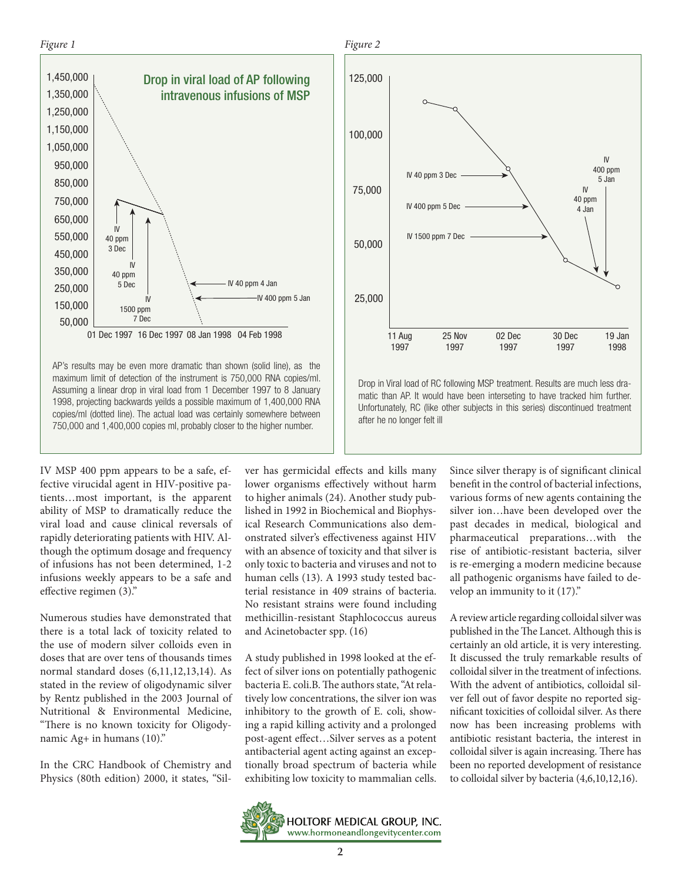*Figure 1*

**Drop in viral load of AP following intravenous infusions of MSP**

AP's results may be even more dramatic than shown (solid line), as the maximum limit of detection of the instrument is 750,000 RNA copies/ml. Assuming a linear drop in viral load from 1 December 1997 to 8 January 1998, projecting backwards yeilds a possible maximum of 1,400,000 RNA copies/ml (dotted line). The actual load was certainly somewhere between 750,000 and 1,400,000 copies ml, probably closer to the higher number.

*Figure 2*

Drop in Viral load of RC following MSP treatment. Results are much less dramatic than AP. It would have been interseting to have tracked him further. Unfortunately, RC (like other subjects in this series) discontinued treatment after he no longer felt ill

IV MSP 400 ppm appears to be a safe, effective virucidal agent in HIV-positive patients…most important, is the apparent ability of MSP to dramatically reduce the viral load and cause clinical reversals of rapidly deteriorating patients with HIV. Although the optimum dosage and frequency of infusions has not been determined, 1-2 infusions weekly appears to be a safe and effective regimen (3)."

Numerous studies have demonstrated that there is a total lack of toxicity related to the use of modern silver colloids even in doses that are over tens of thousands times normal standard doses (6,11,12,13,14). As stated in the review of oligodynamic silver by Rentz published in the 2003 Journal of Nutritional & Environmental Medicine, "There is no known toxicity for Oligodynamic Ag+ in humans (10)."

In the CRC Handbook of Chemistry and Physics (80th edition) 2000, it states, "Silver has germicidal effects and kills many lower organisms effectively without harm to higher animals (24). Another study published in 1992 in Biochemical and Biophysical Research Communications also demonstrated silver's effectiveness against HIV with an absence of toxicity and that silver is only toxic to bacteria and viruses and not to human cells (13). A 1993 study tested bacterial resistance in 409 strains of bacteria. No resistant strains were found including methicillin-resistant Staphlococcus aureus and Acinetobacter spp. (16)

A study published in 1998 looked at the effect of silver ions on potentially pathogenic bacteria E. coli.B. The authors state, "At relatively low concentrations, the silver ion was inhibitory to the growth of E. coli, showing a rapid killing activity and a prolonged post-agent effect…Silver serves as a potent antibacterial agent acting against an exceptionally broad spectrum of bacteria while exhibiting low toxicity to mammalian cells. Since silver therapy is of significant clinical benefit in the control of bacterial infections, various forms of new agents containing the silver ion…have been developed over the past decades in medical, biological and pharmaceutical preparations…with the rise of antibiotic-resistant bacteria, silver is re-emerging a modern medicine because all pathogenic organisms have failed to develop an immunity to it (17)."

A review article regarding colloidal silver was published in the The Lancet. Although this is certainly an old article, it is very interesting. It discussed the truly remarkable results of colloidal silver in the treatment of infections. With the advent of antibiotics, colloidal silver fell out of favor despite no reported significant toxicities of colloidal silver. As there now has been increasing problems with antibiotic resistant bacteria, the interest in colloidal silver is again increasing. There has been no reported development of resistance to colloidal silver by bacteria (4,6,10,12,16).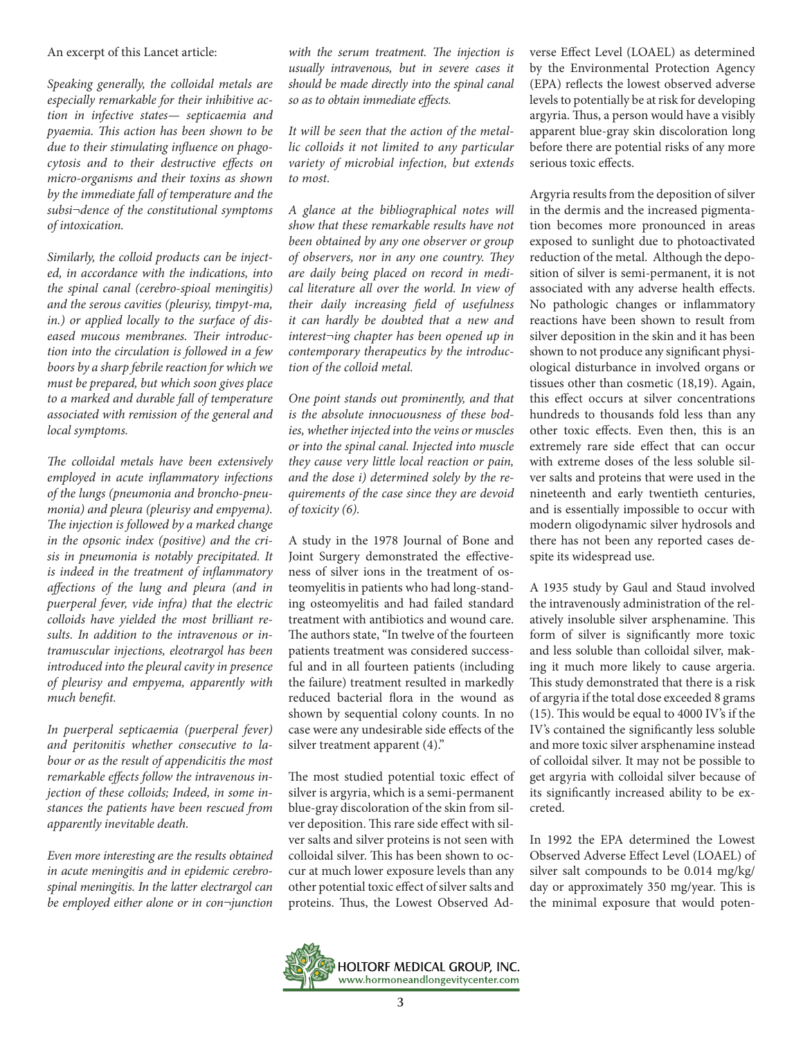An excerpt of this Lancet article:

*Speaking generally, the colloidal metals are especially remarkable for their inhibitive action in infective states— septicaemia and pyaemia. This action has been shown to be due to their stimulating influence on phagocytosis and to their destructive effects on micro-organisms and their toxins as shown by the immediate fall of temperature and the subsi¬dence of the constitutional symptoms of intoxication.*

*Similarly, the colloid products can be injected, in accordance with the indications, into the spinal canal (cerebro-spioal meningitis) and the serous cavities (pleurisy, timpyt-ma, in.) or applied locally to the surface of diseased mucous membranes. Their introduction into the circulation is followed in a few boors by a sharp febrile reaction for which we must be prepared, but which soon gives place to a marked and durable fall of temperature associated with remission of the general and local symptoms.*

*The colloidal metals have been extensively employed in acute inflammatory infections of the lungs (pneumonia and broncho-pneumonia) and pleura (pleurisy and empyema). The injection is followed by a marked change in the opsonic index (positive) and the crisis in pneumonia is notably precipitated. It is indeed in the treatment of inflammatory affections of the lung and pleura (and in puerperal fever, vide infra) that the electric colloids have yielded the most brilliant results. In addition to the intravenous or intramuscular injections, eleotrargol has been introduced into the pleural cavity in presence of pleurisy and empyema, apparently with much benefit.*

*In puerperal septicaemia (puerperal fever) and peritonitis whether consecutive to labour or as the result of appendicitis the most remarkable effects follow the intravenous injection of these colloids; Indeed, in some instances the patients have been rescued from apparently inevitable death.*

*Even more interesting are the results obtained in acute meningitis and in epidemic cerebrospinal meningitis. In the latter electrargol can be employed either alone or in con¬junction with the serum treatment. The injection is usually intravenous, but in severe cases it should be made directly into the spinal canal so as to obtain immediate effects.*

*It will be seen that the action of the metallic colloids it not limited to any particular variety of microbial infection, but extends to most.*

*A glance at the bibliographical notes will show that these remarkable results have not been obtained by any one observer or group of observers, nor in any one country. They are daily being placed on record in medical literature all over the world. In view of their daily increasing field of usefulness it can hardly be doubted that a new and interest¬ing chapter has been opened up in contemporary therapeutics by the introduction of the colloid metal.*

*One point stands out prominently, and that is the absolute innocuousness of these bodies, whether injected into the veins or muscles or into the spinal canal. Injected into muscle they cause very little local reaction or pain, and the dose i) determined solely by the requirements of the case since they are devoid of toxicity (6).*

A study in the 1978 Journal of Bone and Joint Surgery demonstrated the effectiveness of silver ions in the treatment of osteomyelitis in patients who had long-standing osteomyelitis and had failed standard treatment with antibiotics and wound care. The authors state, "In twelve of the fourteen patients treatment was considered successful and in all fourteen patients (including the failure) treatment resulted in markedly reduced bacterial flora in the wound as shown by sequential colony counts. In no case were any undesirable side effects of the silver treatment apparent (4)."

The most studied potential toxic effect of silver is argyria, which is a semi-permanent blue-gray discoloration of the skin from silver deposition. This rare side effect with silver salts and silver proteins is not seen with colloidal silver. This has been shown to occur at much lower exposure levels than any other potential toxic effect of silver salts and proteins. Thus, the Lowest Observed Adverse Effect Level (LOAEL) as determined by the Environmental Protection Agency (EPA) reflects the lowest observed adverse levels to potentially be at risk for developing argyria. Thus, a person would have a visibly apparent blue-gray skin discoloration long before there are potential risks of any more serious toxic effects.

Argyria results from the deposition of silver in the dermis and the increased pigmentation becomes more pronounced in areas exposed to sunlight due to photoactivated reduction of the metal. Although the deposition of silver is semi-permanent, it is not associated with any adverse health effects. No pathologic changes or inflammatory reactions have been shown to result from silver deposition in the skin and it has been shown to not produce any significant physiological disturbance in involved organs or tissues other than cosmetic (18,19). Again, this effect occurs at silver concentrations hundreds to thousands fold less than any other toxic effects. Even then, this is an extremely rare side effect that can occur with extreme doses of the less soluble silver salts and proteins that were used in the nineteenth and early twentieth centuries, and is essentially impossible to occur with modern oligodynamic silver hydrosols and there has not been any reported cases despite its widespread use.

A 1935 study by Gaul and Staud involved the intravenously administration of the relatively insoluble silver arsphenamine. This form of silver is significantly more toxic and less soluble than colloidal silver, making it much more likely to cause argeria. This study demonstrated that there is a risk of argyria if the total dose exceeded 8 grams (15). This would be equal to 4000 IV's if the IV's contained the significantly less soluble and more toxic silver arsphenamine instead of colloidal silver. It may not be possible to get argyria with colloidal silver because of its significantly increased ability to be excreted.

In 1992 the EPA determined the Lowest Observed Adverse Effect Level (LOAEL) of silver salt compounds to be 0.014 mg/kg/day or approximately 350 mg/year. This is the minimal exposure that would poten-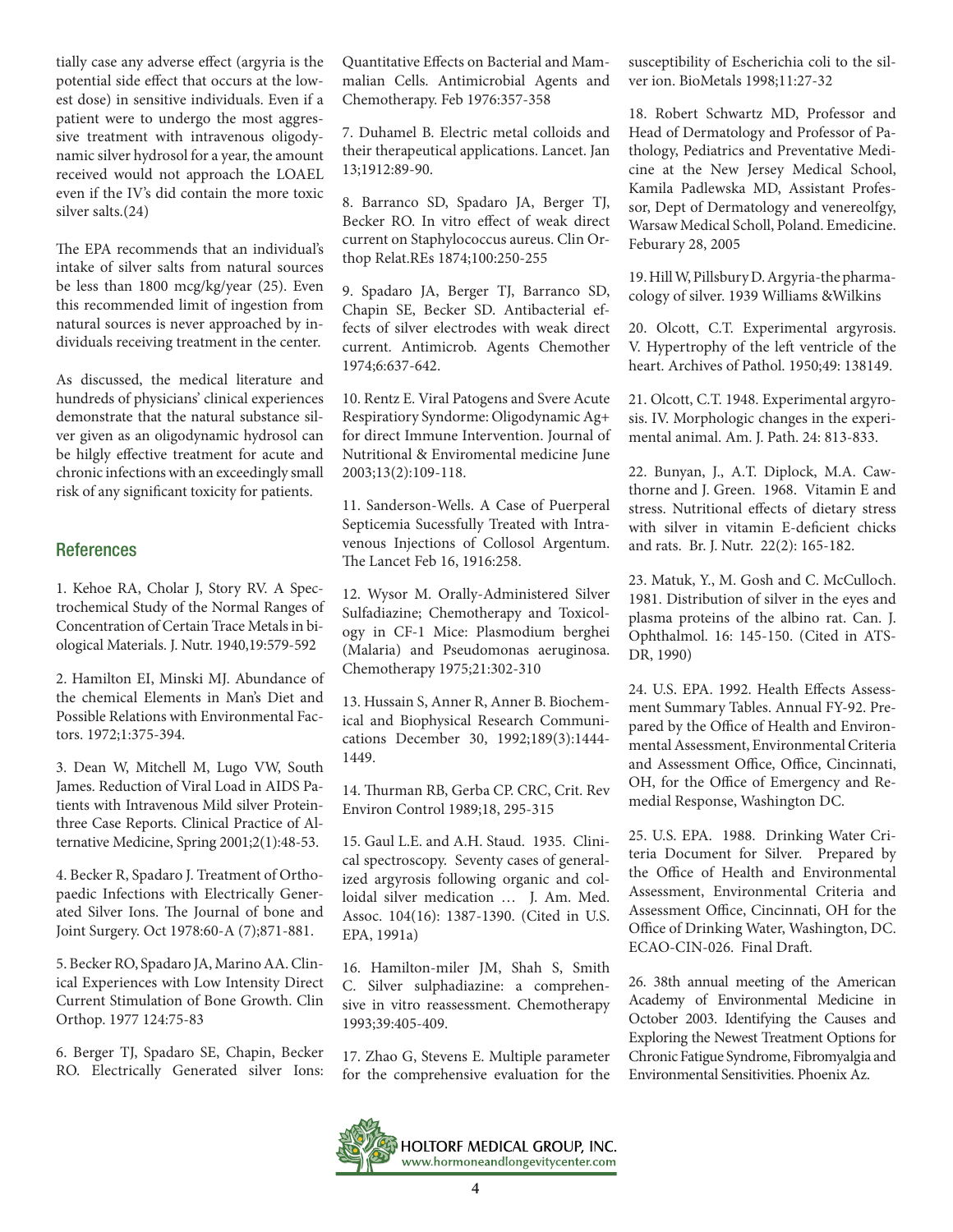tially case any adverse effect (argyria is the potential side effect that occurs at the lowest dose) in sensitive individuals. Even if a patient were to undergo the most aggressive treatment with intravenous oligodynamic silver hydrosol for a year, the amount received would not approach the LOAEL even if the IV's did contain the more toxic silver salts.(24)

The EPA recommends that an individual's intake of silver salts from natural sources be less than 1800 mcg/kg/year (25). Even this recommended limit of ingestion from natural sources is never approached by individuals receiving treatment in the center.

As discussed, the medical literature and hundreds of physicians' clinical experiences demonstrate that the natural substance silver given as an oligodynamic hydrosol can be hilgly effective treatment for acute and chronic infections with an exceedingly small risk of any significant toxicity for patients.

## References

1. Kehoe RA, Cholar J, Story RV. A Spectrochemical Study of the Normal Ranges of Concentration of Certain Trace Metals in biological Materials. J. Nutr. 1940,19:579-592

2. Hamilton EI, Minski MJ. Abundance of the chemical Elements in Man's Diet and Possible Relations with Environmental Factors. 1972;1:375-394.

3. Dean W, Mitchell M, Lugo VW, South James. Reduction of Viral Load in AIDS Patients with Intravenous Mild silver Proteinthree Case Reports. Clinical Practice of Alternative Medicine, Spring 2001;2(1):48-53.

4. Becker R, Spadaro J. Treatment of Orthopaedic Infections with Electrically Generated Silver Ions. The Journal of bone and Joint Surgery. Oct 1978:60-A (7);871-881.

5. Becker RO, Spadaro JA, Marino AA. Clinical Experiences with Low Intensity Direct Current Stimulation of Bone Growth. Clin Orthop. 1977 124:75-83

6. Berger TJ, Spadaro SE, Chapin, Becker RO. Electrically Generated silver Ions: Quantitative Effects on Bacterial and Mammalian Cells. Antimicrobial Agents and Chemotherapy. Feb 1976:357-358

7. Duhamel B. Electric metal colloids and their therapeutical applications. Lancet. Jan 13;1912:89-90.

8. Barranco SD, Spadaro JA, Berger TJ, Becker RO. In vitro effect of weak direct current on Staphylococcus aureus. Clin Orthop Relat.REs 1874;100:250-255

9. Spadaro JA, Berger TJ, Barranco SD, Chapin SE, Becker SD. Antibacterial effects of silver electrodes with weak direct current. Antimicrob. Agents Chemother 1974;6:637-642.

10. Rentz E. Viral Patogens and Svere Acute Respiratiory Syndorme: Oligodynamic Ag+ for direct Immune Intervention. Journal of Nutritional & Enviromental medicine June 2003;13(2):109-118.

11. Sanderson-Wells. A Case of Puerperal Septicemia Sucessfully Treated with Intravenous Injections of Collosol Argentum. The Lancet Feb 16, 1916:258.

12. Wysor M. Orally-Administered Silver Sulfadiazine; Chemotherapy and Toxicology in CF-1 Mice: Plasmodium berghei (Malaria) and Pseudomonas aeruginosa. Chemotherapy 1975;21:302-310

13. Hussain S, Anner R, Anner B. Biochemical and Biophysical Research Communications December 30, 1992;189(3):1444-1449.

14. Thurman RB, Gerba CP. CRC, Crit. Rev Environ Control 1989;18, 295-315

15. Gaul L.E. and A.H. Staud. 1935. Clinical spectroscopy. Seventy cases of generalized argyrosis following organic and colloidal silver medication … J. Am. Med. Assoc. 104(16): 1387-1390. (Cited in U.S. EPA, 1991a)

16. Hamilton-miler JM, Shah S, Smith C. Silver sulphadiazine: a comprehensive in vitro reassessment. Chemotherapy 1993;39:405-409.

17. Zhao G, Stevens E. Multiple parameter for the comprehensive evaluation for the susceptibility of Escherichia coli to the silver ion. BioMetals 1998;11:27-32

18. Robert Schwartz MD, Professor and Head of Dermatology and Professor of Pathology, Pediatrics and Preventative Medicine at the New Jersey Medical School, Kamila Padlewska MD, Assistant Professor, Dept of Dermatology and venereolfgy, Warsaw Medical Scholl, Poland. Emedicine. Feburary 28, 2005

19. Hill W, Pillsbury D. Argyria-the pharmacology of silver. 1939 Williams &Wilkins

20. Olcott, C.T. Experimental argyrosis. V. Hypertrophy of the left ventricle of the heart. Archives of Pathol. 1950;49: 138149.

21. Olcott, C.T. 1948. Experimental argyrosis. IV. Morphologic changes in the experimental animal. Am. J. Path. 24: 813-833.

22. Bunyan, J., A.T. Diplock, M.A. Cawthorne and J. Green. 1968. Vitamin E and stress. Nutritional effects of dietary stress with silver in vitamin E-deficient chicks and rats. Br. J. Nutr. 22(2): 165-182.

23. Matuk, Y., M. Gosh and C. McCulloch. 1981. Distribution of silver in the eyes and plasma proteins of the albino rat. Can. J. Ophthalmol. 16: 145-150. (Cited in ATSDR, 1990)

24. U.S. EPA. 1992. Health Effects Assessment Summary Tables. Annual FY-92. Prepared by the Office of Health and Environmental Assessment, Environmental Criteria and Assessment Office, Office, Cincinnati, OH, for the Office of Emergency and Remedial Response, Washington DC.

25. U.S. EPA. 1988. Drinking Water Criteria Document for Silver. Prepared by the Office of Health and Environmental Assessment, Environmental Criteria and Assessment Office, Cincinnati, OH for the Office of Drinking Water, Washington, DC. ECAO-CIN-026. Final Draft.

26. 38th annual meeting of the American Academy of Environmental Medicine in October 2003. Identifying the Causes and Exploring the Newest Treatment Options for Chronic Fatigue Syndrome, Fibromyalgia and Environmental Sensitivities. Phoenix Az.